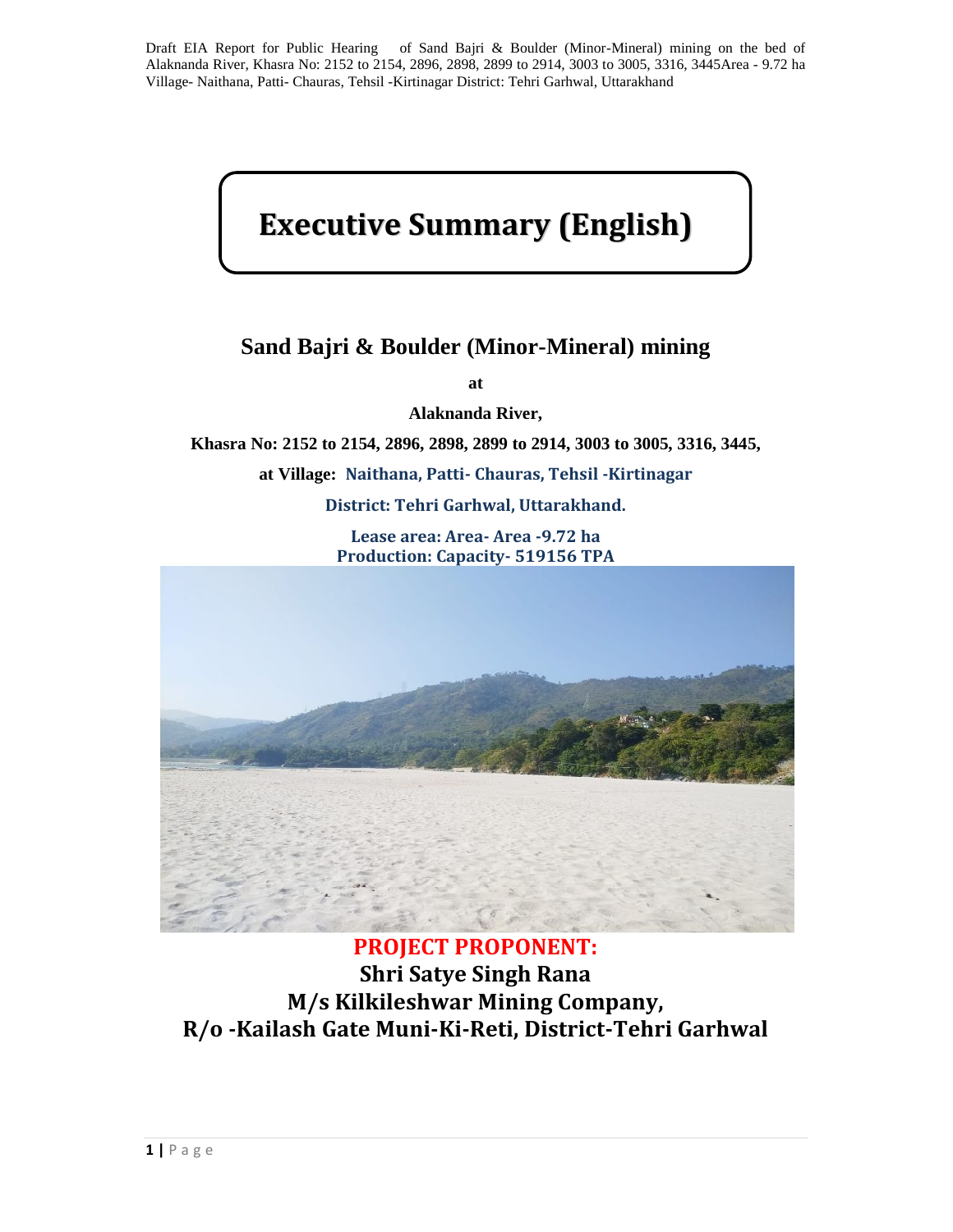# Executive Summary (English)

## Sand Bajri & Boulder (Minor-Mineral) mining

**at**

**Alaknanda River,**

**Khasra No: 2152 to 2154, 2896, 2898, 2899 to 2914, 3003 to 3005, 3316, 3445,**

**at Village: Naithana, Patti- Chauras, Tehsil -Kirtinagar**

**District: Tehri Garhwal, Uttarakhand.**

**Lease area: Area- Area -9.72 ha**
**Production: Capacity- 519156 TPA**

**PROJECT PROPONENT:**

**Shri Satye Singh Rana**

**M/s Kilkileshwar Mining Company,**

**R/o -Kailash Gate Muni-Ki-Reti, District-Tehri Garhwal**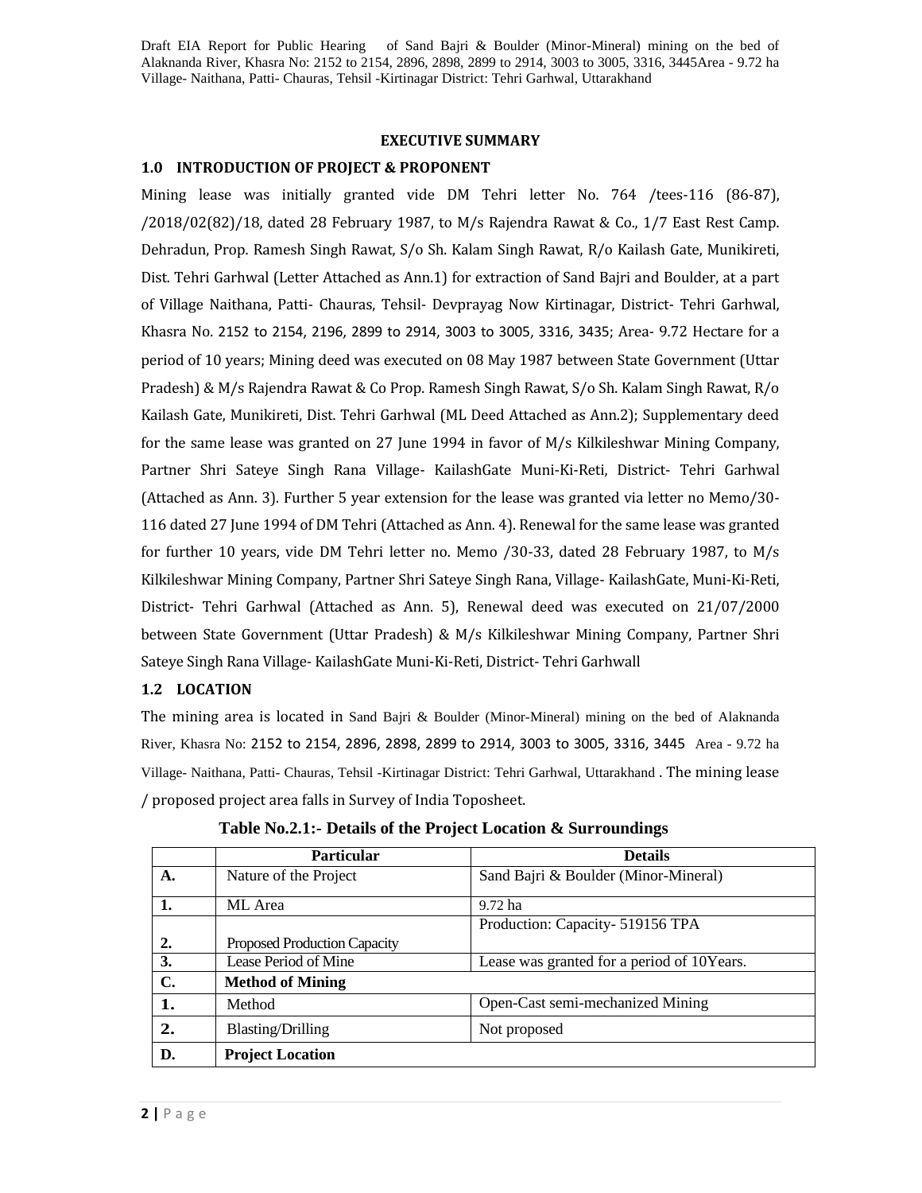**EXECUTIVE SUMMARY**

**1.0 INTRODUCTION OF PROJECT & PROPONENT**

Mining lease was initially granted vide DM Tehri letter No. 764 /tees-116 (86-87), /2018/02(82)/18, dated 28 February 1987, to M/s Rajendra Rawat & Co., 1/7 East Rest Camp. Dehradun, Prop. Ramesh Singh Rawat, S/o Sh. Kalam Singh Rawat, R/o Kailash Gate, Munikireti, Dist. Tehri Garhwal (Letter Attached as Ann.1) for extraction of Sand Bajri and Boulder, at a part of Village Naithana, Patti- Chauras, Tehsil- Devprayag Now Kirtinagar, District- Tehri Garhwal, Khasra No. 2152 to 2154, 2196, 2899 to 2914, 3003 to 3005, 3316, 3435; Area- 9.72 Hectare for a period of 10 years; Mining deed was executed on 08 May 1987 between State Government (Uttar Pradesh) & M/s Rajendra Rawat & Co Prop. Ramesh Singh Rawat, S/o Sh. Kalam Singh Rawat, R/o Kailash Gate, Munikireti, Dist. Tehri Garhwal (ML Deed Attached as Ann.2); Supplementary deed for the same lease was granted on 27 June 1994 in favor of M/s Kilkileshwar Mining Company, Partner Shri Sateye Singh Rana Village- KailashGate Muni-Ki-Reti, District- Tehri Garhwal (Attached as Ann. 3). Further 5 year extension for the lease was granted via letter no Memo/30-116 dated 27 June 1994 of DM Tehri (Attached as Ann. 4). Renewal for the same lease was granted for further 10 years, vide DM Tehri letter no. Memo /30-33, dated 28 February 1987, to M/s Kilkileshwar Mining Company, Partner Shri Sateye Singh Rana, Village- KailashGate, Muni-Ki-Reti, District- Tehri Garhwal (Attached as Ann. 5), Renewal deed was executed on 21/07/2000 between State Government (Uttar Pradesh) & M/s Kilkileshwar Mining Company, Partner Shri Sateye Singh Rana Village- KailashGate Muni-Ki-Reti, District- Tehri Garhwall

**1.2 LOCATION**

The mining area is located in Sand Bajri & Boulder (Minor-Mineral) mining on the bed of Alaknanda River, Khasra No: 2152 to 2154, 2896, 2898, 2899 to 2914, 3003 to 3005, 3316, 3445 Area - 9.72 ha Village- Naithana, Patti- Chauras, Tehsil -Kirtinagar District: Tehri Garhwal, Uttarakhand . The mining lease / proposed project area falls in Survey of India Toposheet.

**Table No.2.1:- Details of the Project Location & Surroundings**

| | Particular | Details |
|---|---|---|
| **A.** | Nature of the Project | Sand Bajri & Boulder (Minor-Mineral) |
| **1.** | ML Area | 9.72 ha |
| **2.** | Proposed Production Capacity | Production: Capacity- 519156 TPA |
| **3.** | Lease Period of Mine | Lease was granted for a period of 10Years. |
| **C.** | **Method of Mining** | |
| **1.** | Method | Open-Cast semi-mechanized Mining |
| **2.** | Blasting/Drilling | Not proposed |
| **D.** | **Project Location** | |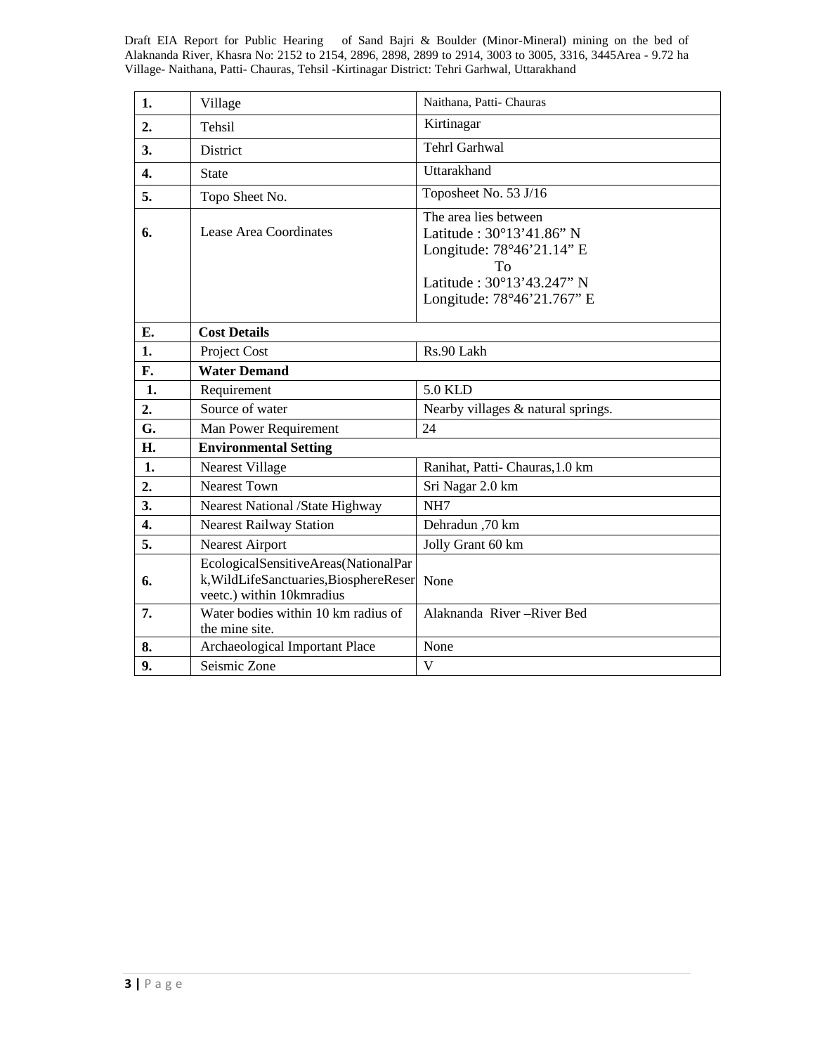| 1. | Village | Naithana, Patti- Chauras |
|---|---|---|
| 2. | Tehsil | Kirtinagar |
| 3. | District | Tehrl Garhwal |
| 4. | State | Uttarakhand |
| 5. | Topo Sheet No. | Toposheet No. 53 J/16 |
| 6. | Lease Area Coordinates | The area lies between Latitude : 30°13’41.86” N Longitude: 78°46’21.14” E To Latitude : 30°13’43.247” N Longitude: 78°46’21.767” E |
| **E.** | **Cost Details** | |
| 1. | Project Cost | Rs.90 Lakh |
| **F.** | **Water Demand** | |
| 1. | Requirement | 5.0 KLD |
| 2. | Source of water | Nearby villages & natural springs. |
| **G.** | Man Power Requirement | 24 |
| **H.** | **Environmental Setting** | |
| 1. | Nearest Village | Ranihat, Patti- Chauras,1.0 km |
| 2. | Nearest Town | Sri Nagar 2.0 km |
| 3. | Nearest National /State Highway | NH7 |
| 4. | Nearest Railway Station | Dehradun ,70 km |
| 5. | Nearest Airport | Jolly Grant 60 km |
| 6. | EcologicalSensitiveAreas(NationalPark,WildLifeSanctuaries,BiosphereReserveetc.) within 10kmradius | None |
| 7. | Water bodies within 10 km radius of the mine site. | Alaknanda River –River Bed |
| 8. | Archaeological Important Place | None |
| 9. | Seismic Zone | V |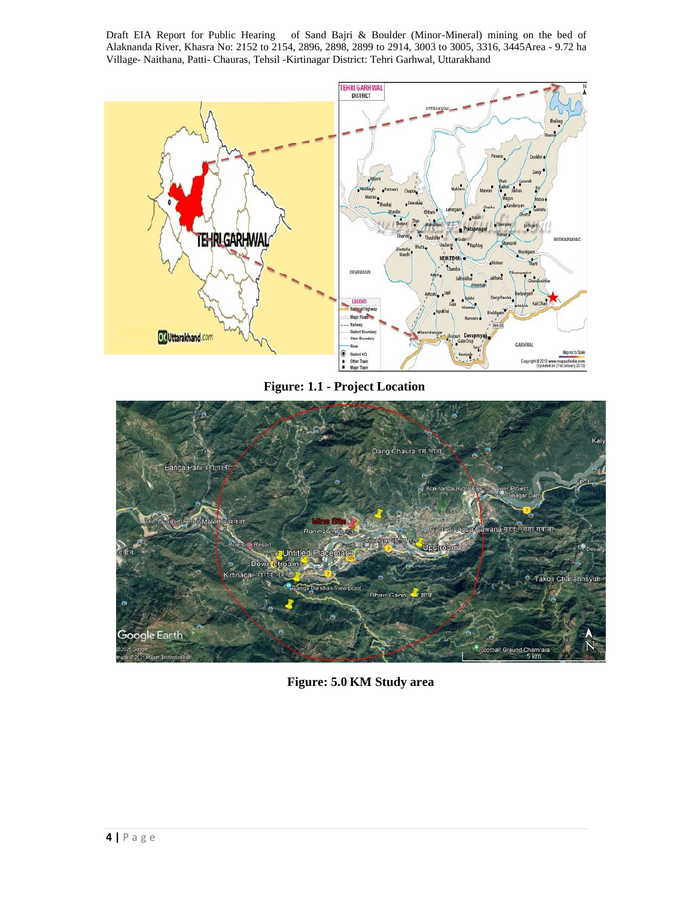Figure: 1.1 - Project Location

Figure: 5.0 KM Study area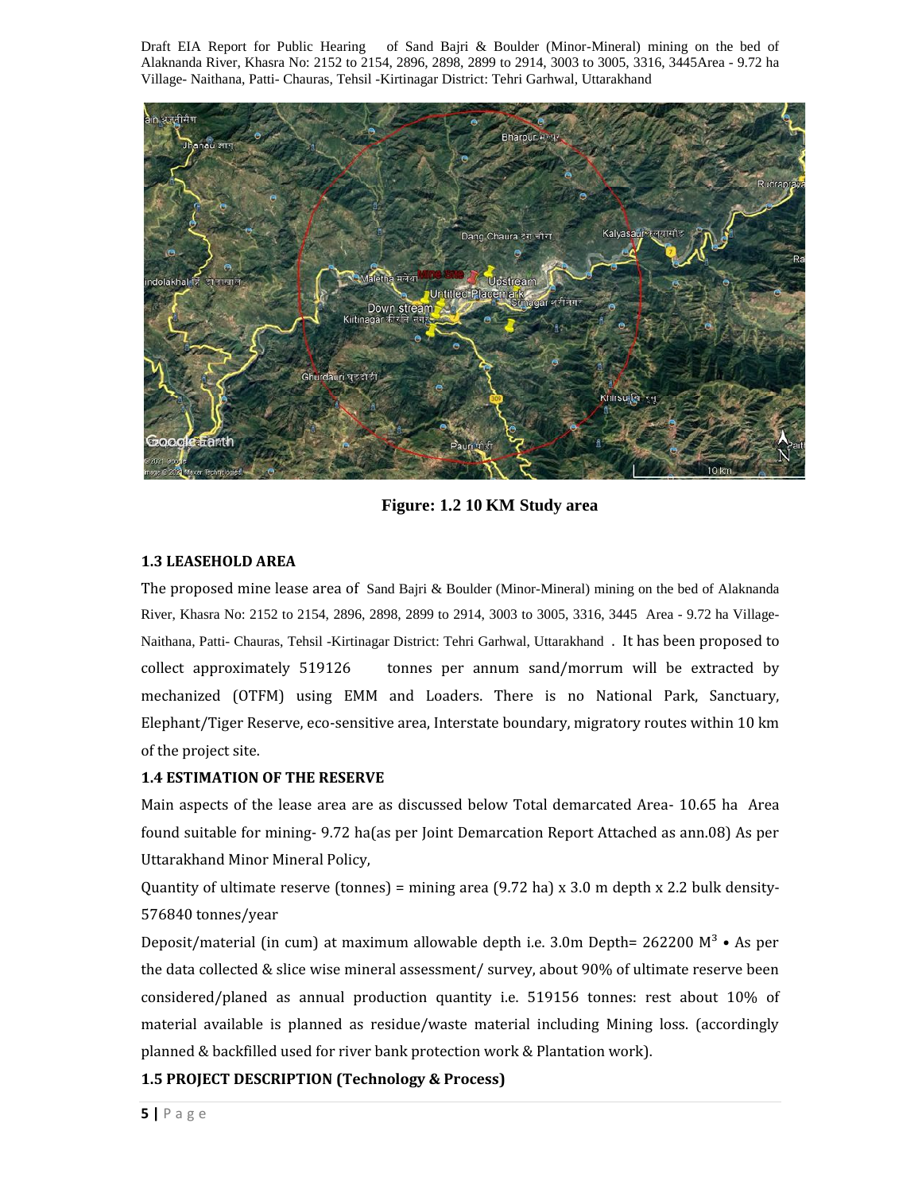Figure: 1.2 10 KM Study area

### 1.3 LEASEHOLD AREA

The proposed mine lease area of Sand Bajri & Boulder (Minor-Mineral) mining on the bed of Alaknanda River, Khasra No: 2152 to 2154, 2896, 2898, 2899 to 2914, 3003 to 3005, 3316, 3445 Area - 9.72 ha Village- Naithana, Patti- Chauras, Tehsil -Kirtinagar District: Tehri Garhwal, Uttarakhand . It has been proposed to collect approximately 519126 tonnes per annum sand/morrum will be extracted by mechanized (OTFM) using EMM and Loaders. There is no National Park, Sanctuary, Elephant/Tiger Reserve, eco-sensitive area, Interstate boundary, migratory routes within 10 km of the project site.

### 1.4 ESTIMATION OF THE RESERVE

Main aspects of the lease area are as discussed below Total demarcated Area- 10.65 ha Area found suitable for mining- 9.72 ha(as per Joint Demarcation Report Attached as ann.08) As per Uttarakhand Minor Mineral Policy,

Quantity of ultimate reserve (tonnes) = mining area (9.72 ha) x 3.0 m depth x 2.2 bulk density- 576840 tonnes/year

Deposit/material (in cum) at maximum allowable depth i.e. 3.0m Depth= 262200 $M^3$ • As per the data collected & slice wise mineral assessment/ survey, about 90% of ultimate reserve been considered/planed as annual production quantity i.e. 519156 tonnes: rest about 10% of material available is planned as residue/waste material including Mining loss. (accordingly planned & backfilled used for river bank protection work & Plantation work).

### 1.5 PROJECT DESCRIPTION (Technology & Process)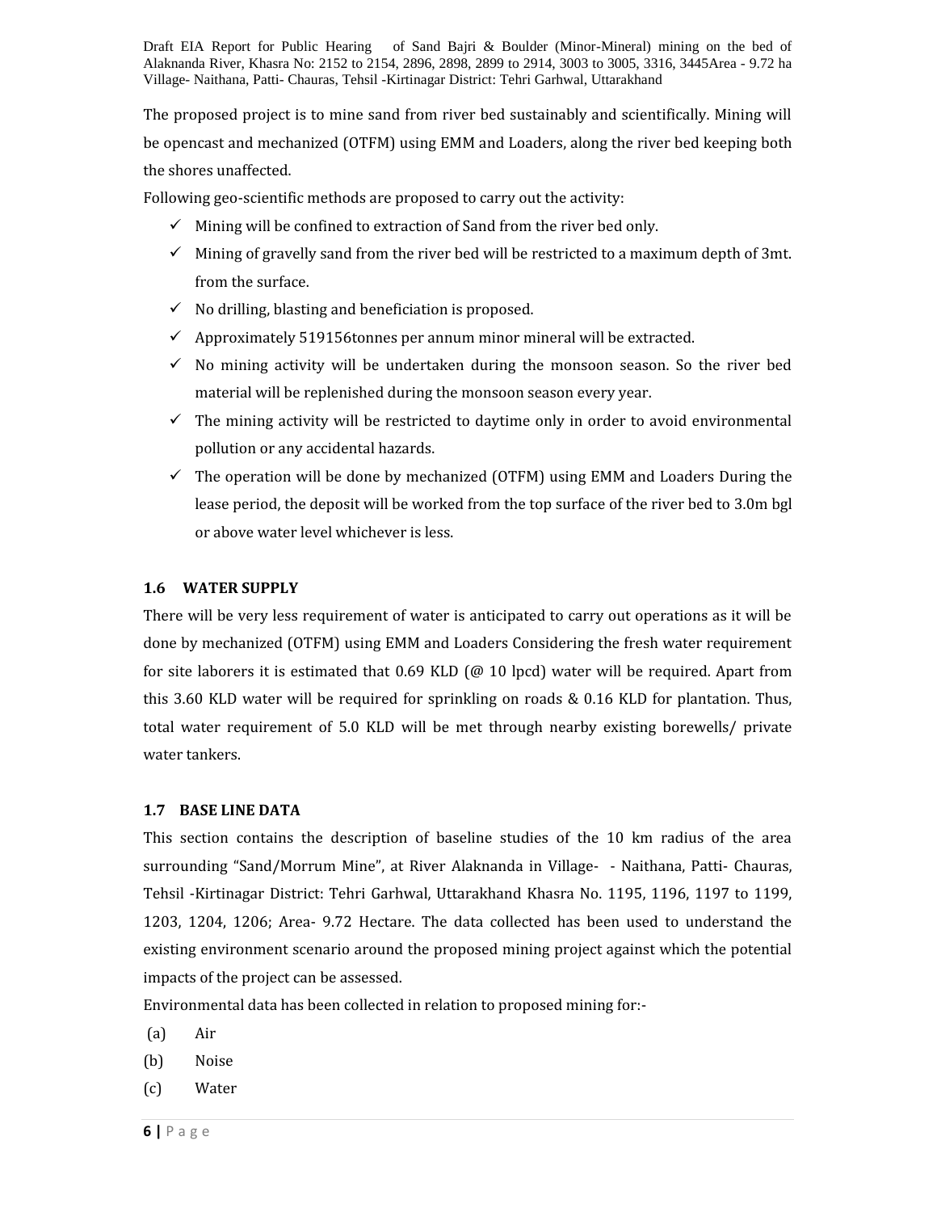The proposed project is to mine sand from river bed sustainably and scientifically. Mining will be opencast and mechanized (OTFM) using EMM and Loaders, along the river bed keeping both the shores unaffected.

Following geo-scientific methods are proposed to carry out the activity:

- ✓ Mining will be confined to extraction of Sand from the river bed only.
- ✓ Mining of gravelly sand from the river bed will be restricted to a maximum depth of 3mt. from the surface.
- ✓ No drilling, blasting and beneficiation is proposed.
- ✓ Approximately 519156tonnes per annum minor mineral will be extracted.
- ✓ No mining activity will be undertaken during the monsoon season. So the river bed material will be replenished during the monsoon season every year.
- ✓ The mining activity will be restricted to daytime only in order to avoid environmental pollution or any accidental hazards.
- ✓ The operation will be done by mechanized (OTFM) using EMM and Loaders During the lease period, the deposit will be worked from the top surface of the river bed to 3.0m bgl or above water level whichever is less.

### 1.6 WATER SUPPLY

There will be very less requirement of water is anticipated to carry out operations as it will be done by mechanized (OTFM) using EMM and Loaders Considering the fresh water requirement for site laborers it is estimated that 0.69 KLD (@ 10 lpcd) water will be required. Apart from this 3.60 KLD water will be required for sprinkling on roads & 0.16 KLD for plantation. Thus, total water requirement of 5.0 KLD will be met through nearby existing borewells/ private water tankers.

### 1.7 BASE LINE DATA

This section contains the description of baseline studies of the 10 km radius of the area surrounding "Sand/Morrum Mine", at River Alaknanda in Village- - Naithana, Patti- Chauras, Tehsil -Kirtinagar District: Tehri Garhwal, Uttarakhand Khasra No. 1195, 1196, 1197 to 1199, 1203, 1204, 1206; Area- 9.72 Hectare. The data collected has been used to understand the existing environment scenario around the proposed mining project against which the potential impacts of the project can be assessed.

Environmental data has been collected in relation to proposed mining for:-

(a) Air

(b) Noise

(c) Water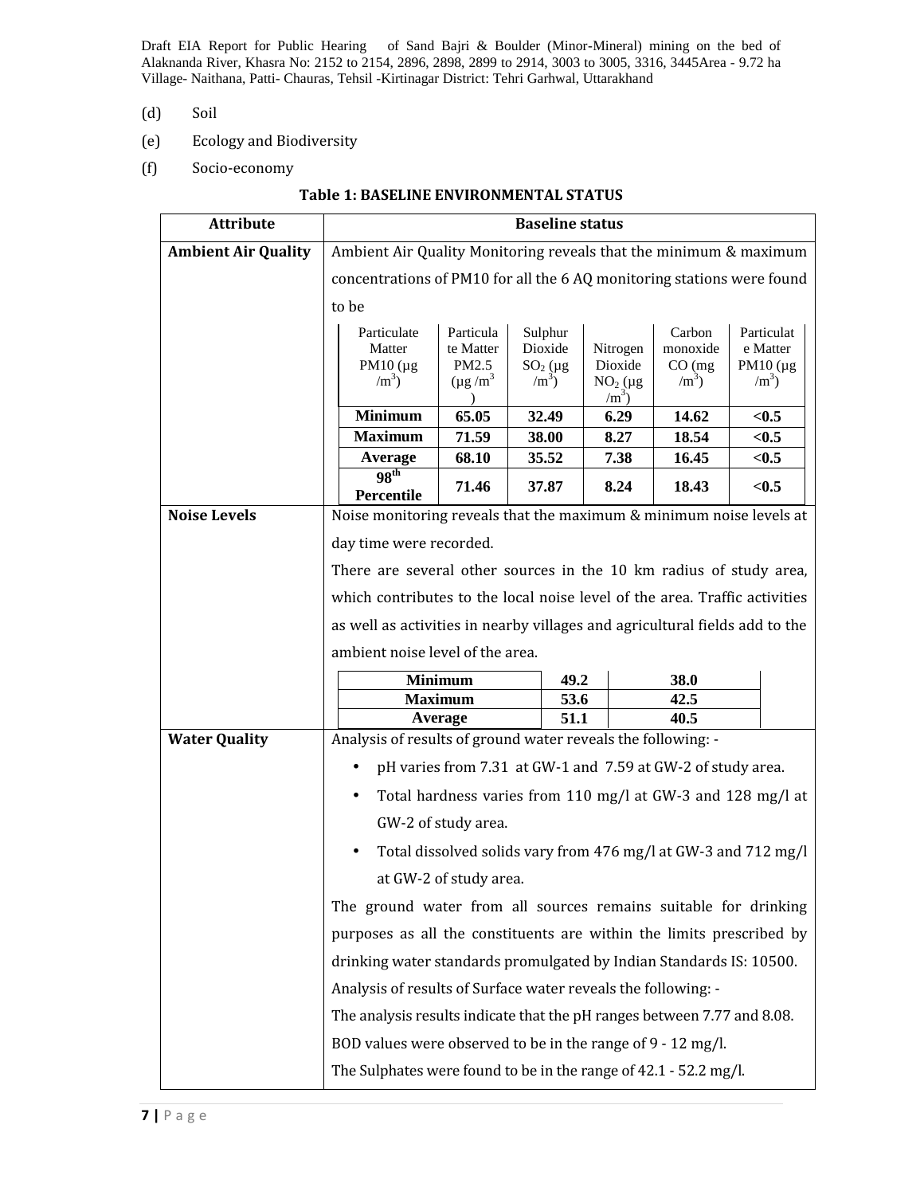(d) Soil

(e) Ecology and Biodiversity

(f) Socio-economy

**Table 1: BASELINE ENVIRONMENTAL STATUS**

| Attribute | Baseline status |
|---|---|
| **Ambient Air Quality** | Ambient Air Quality Monitoring reveals that the minimum & maximum concentrations of PM10 for all the 6 AQ monitoring stations were found to be |
| **Noise Levels** | Noise monitoring reveals that the maximum & minimum noise levels at day time were recorded.<br>There are several other sources in the 10 km radius of study area, which contributes to the local noise level of the area. Traffic activities as well as activities in nearby villages and agricultural fields add to the ambient noise level of the area. |
| **Water Quality** | Analysis of results of ground water reveals the following: -<br>• pH varies from 7.31 at GW-1 and 7.59 at GW-2 of study area.<br>• Total hardness varies from 110 mg/l at GW-3 and 128 mg/l at GW-2 of study area.<br>• Total dissolved solids vary from 476 mg/l at GW-3 and 712 mg/l at GW-2 of study area.<br>The ground water from all sources remains suitable for drinking purposes as all the constituents are within the limits prescribed by drinking water standards promulgated by Indian Standards IS: 10500.<br>Analysis of results of Surface water reveals the following: -<br>The analysis results indicate that the pH ranges between 7.77 and 8.08.<br>BOD values were observed to be in the range of 9 - 12 mg/l.<br>The Sulphates were found to be in the range of 42.1 - 52.2 mg/l. |

Ambient Air Quality:

| Particulate Matter PM10 (µg /m³) | Particulate Matter PM2.5 (µg /m³) | Sulphur Dioxide $SO_2$ (µg /m³) | Nitrogen Dioxide $NO_2$ (µg /m³) | Carbon monoxide CO (mg /m³) | Particulate Matter PM10 (µg /m³) |
|---|---|---|---|---|---|
| **Minimum** | **65.05** | **32.49** | **6.29** | **14.62** | **<0.5** |
| **Maximum** | **71.59** | **38.00** | **8.27** | **18.54** | **<0.5** |
| **Average** | **68.10** | **35.52** | **7.38** | **16.45** | **<0.5** |
| **98th Percentile** | **71.46** | **37.87** | **8.24** | **18.43** | **<0.5** |

Noise Levels:

| | | |
|---|---|---|
| **Minimum** | **49.2** | **38.0** |
| **Maximum** | **53.6** | **42.5** |
| **Average** | **51.1** | **40.5** |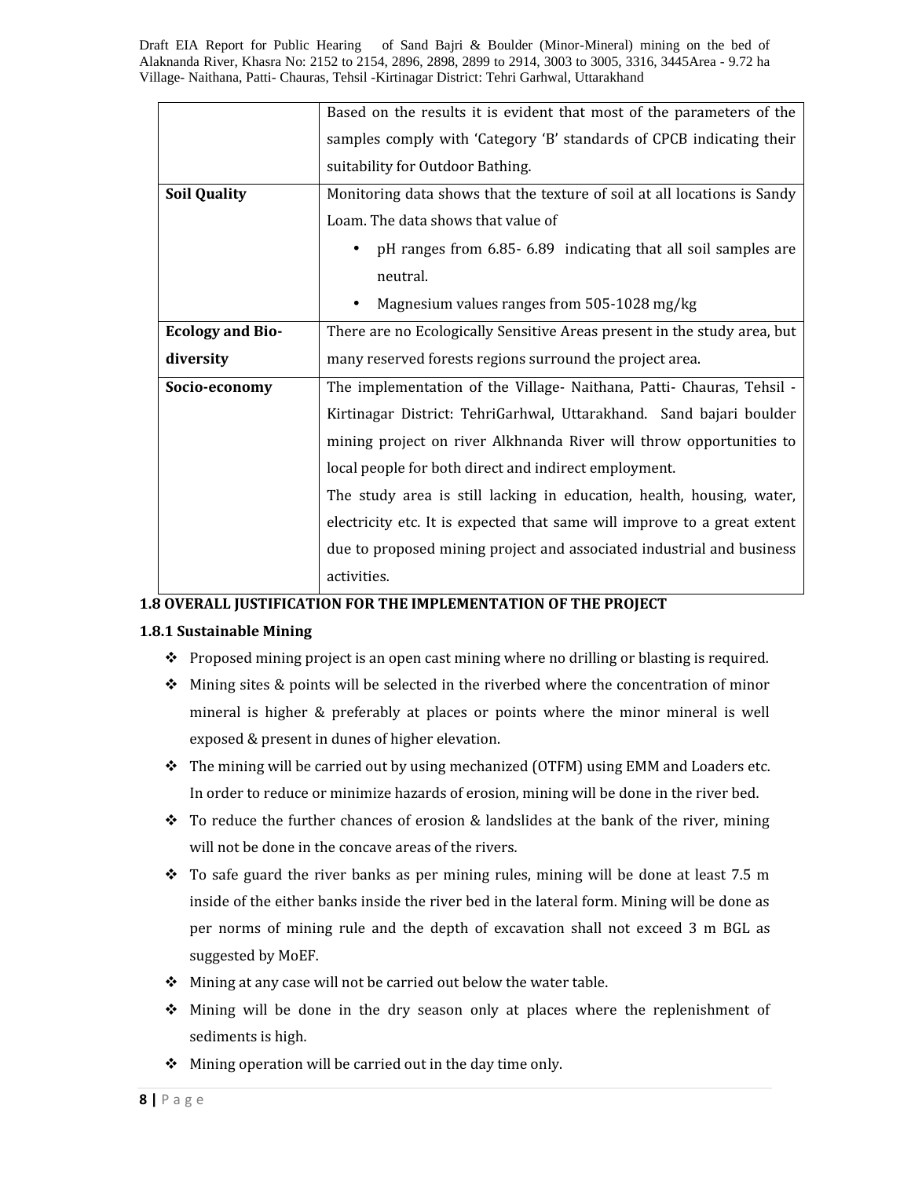| | |
|---|---|
| | Based on the results it is evident that most of the parameters of the samples comply with 'Category 'B' standards of CPCB indicating their suitability for Outdoor Bathing. |
| **Soil Quality** | Monitoring data shows that the texture of soil at all locations is Sandy Loam. The data shows that value of<br>• pH ranges from 6.85- 6.89 indicating that all soil samples are neutral.<br>• Magnesium values ranges from 505-1028 mg/kg |
| **Ecology and Bio-diversity** | There are no Ecologically Sensitive Areas present in the study area, but many reserved forests regions surround the project area. |
| **Socio-economy** | The implementation of the Village- Naithana, Patti- Chauras, Tehsil -Kirtinagar District: TehriGarhwal, Uttarakhand. Sand bajari boulder mining project on river Alkhnanda River will throw opportunities to local people for both direct and indirect employment.<br>The study area is still lacking in education, health, housing, water, electricity etc. It is expected that same will improve to a great extent due to proposed mining project and associated industrial and business activities. |

## 1.8 OVERALL JUSTIFICATION FOR THE IMPLEMENTATION OF THE PROJECT

### 1.8.1 Sustainable Mining

- Proposed mining project is an open cast mining where no drilling or blasting is required.
- Mining sites & points will be selected in the riverbed where the concentration of minor mineral is higher & preferably at places or points where the minor mineral is well exposed & present in dunes of higher elevation.
- The mining will be carried out by using mechanized (OTFM) using EMM and Loaders etc. In order to reduce or minimize hazards of erosion, mining will be done in the river bed.
- To reduce the further chances of erosion & landslides at the bank of the river, mining will not be done in the concave areas of the rivers.
- To safe guard the river banks as per mining rules, mining will be done at least 7.5 m inside of the either banks inside the river bed in the lateral form. Mining will be done as per norms of mining rule and the depth of excavation shall not exceed 3 m BGL as suggested by MoEF.
- Mining at any case will not be carried out below the water table.
- Mining will be done in the dry season only at places where the replenishment of sediments is high.
- Mining operation will be carried out in the day time only.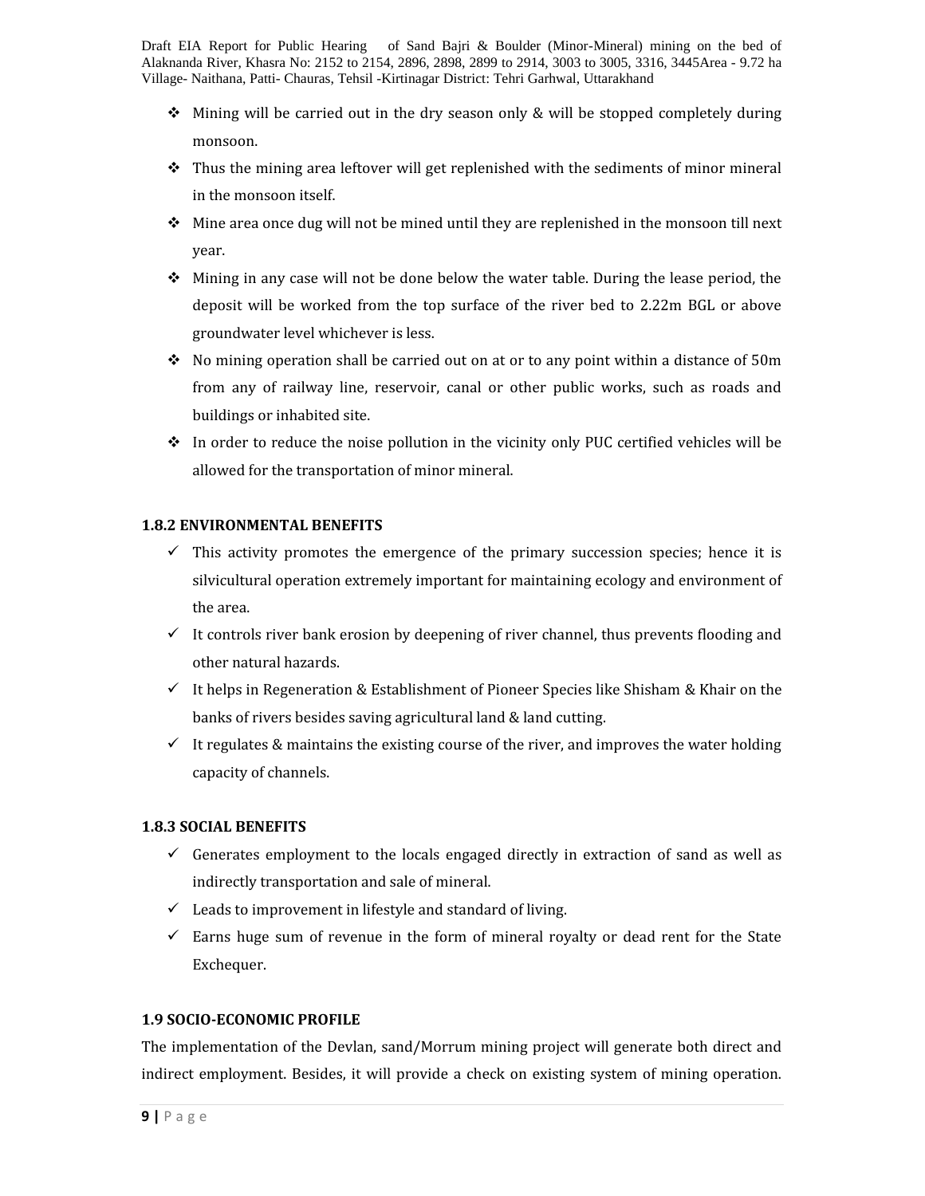- Mining will be carried out in the dry season only & will be stopped completely during monsoon.
- Thus the mining area leftover will get replenished with the sediments of minor mineral in the monsoon itself.
- Mine area once dug will not be mined until they are replenished in the monsoon till next year.
- Mining in any case will not be done below the water table. During the lease period, the deposit will be worked from the top surface of the river bed to 2.22m BGL or above groundwater level whichever is less.
- No mining operation shall be carried out on at or to any point within a distance of 50m from any of railway line, reservoir, canal or other public works, such as roads and buildings or inhabited site.
- In order to reduce the noise pollution in the vicinity only PUC certified vehicles will be allowed for the transportation of minor mineral.

### 1.8.2 ENVIRONMENTAL BENEFITS

- ✓ This activity promotes the emergence of the primary succession species; hence it is silvicultural operation extremely important for maintaining ecology and environment of the area.
- ✓ It controls river bank erosion by deepening of river channel, thus prevents flooding and other natural hazards.
- ✓ It helps in Regeneration & Establishment of Pioneer Species like Shisham & Khair on the banks of rivers besides saving agricultural land & land cutting.
- ✓ It regulates & maintains the existing course of the river, and improves the water holding capacity of channels.

### 1.8.3 SOCIAL BENEFITS

- ✓ Generates employment to the locals engaged directly in extraction of sand as well as indirectly transportation and sale of mineral.
- ✓ Leads to improvement in lifestyle and standard of living.
- ✓ Earns huge sum of revenue in the form of mineral royalty or dead rent for the State Exchequer.

## 1.9 SOCIO-ECONOMIC PROFILE

The implementation of the Devlan, sand/Morrum mining project will generate both direct and indirect employment. Besides, it will provide a check on existing system of mining operation.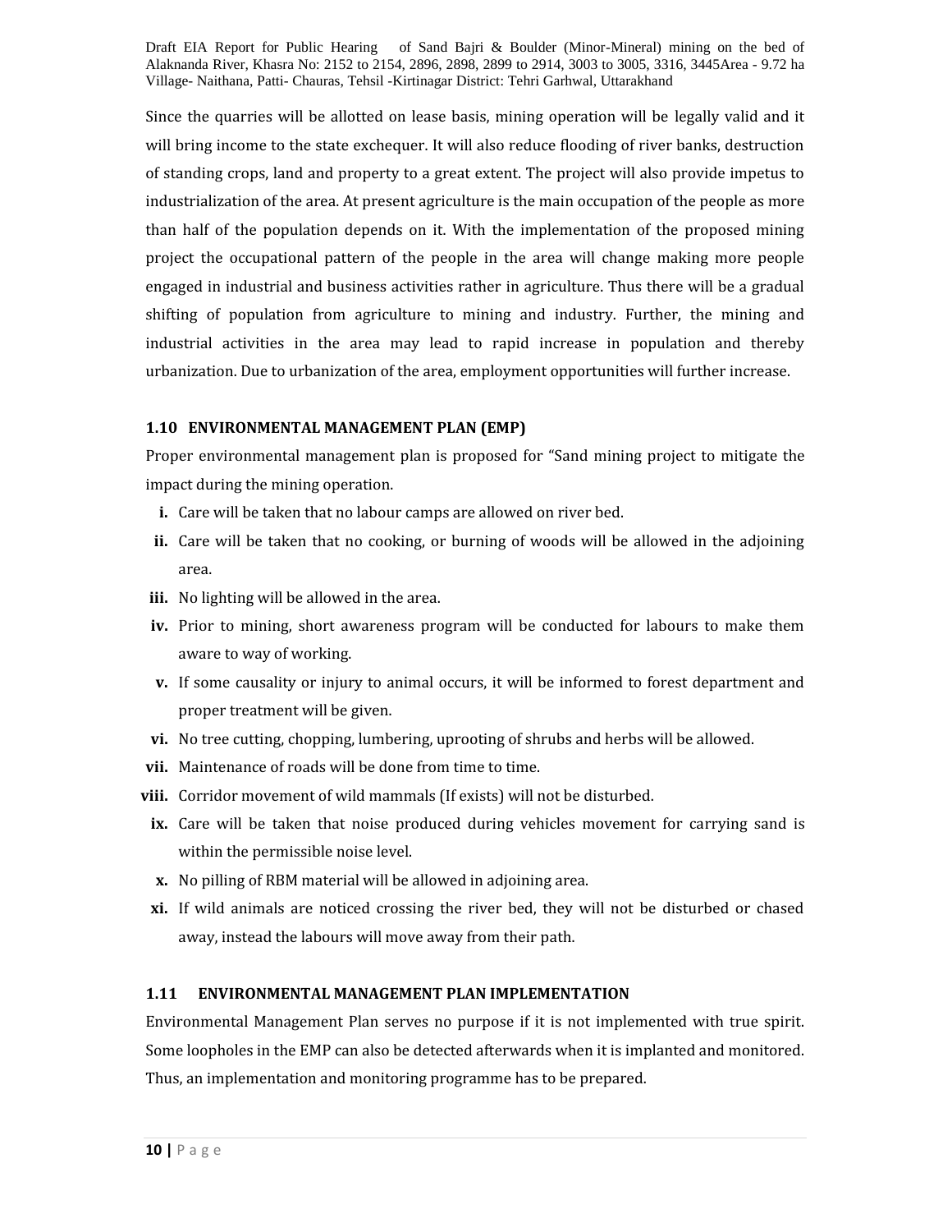Since the quarries will be allotted on lease basis, mining operation will be legally valid and it will bring income to the state exchequer. It will also reduce flooding of river banks, destruction of standing crops, land and property to a great extent. The project will also provide impetus to industrialization of the area. At present agriculture is the main occupation of the people as more than half of the population depends on it. With the implementation of the proposed mining project the occupational pattern of the people in the area will change making more people engaged in industrial and business activities rather in agriculture. Thus there will be a gradual shifting of population from agriculture to mining and industry. Further, the mining and industrial activities in the area may lead to rapid increase in population and thereby urbanization. Due to urbanization of the area, employment opportunities will further increase.

### 1.10 ENVIRONMENTAL MANAGEMENT PLAN (EMP)

Proper environmental management plan is proposed for "Sand mining project to mitigate the impact during the mining operation.

- **i.** Care will be taken that no labour camps are allowed on river bed.
- **ii.** Care will be taken that no cooking, or burning of woods will be allowed in the adjoining area.
- **iii.** No lighting will be allowed in the area.
- **iv.** Prior to mining, short awareness program will be conducted for labours to make them aware to way of working.
- **v.** If some causality or injury to animal occurs, it will be informed to forest department and proper treatment will be given.
- **vi.** No tree cutting, chopping, lumbering, uprooting of shrubs and herbs will be allowed.
- **vii.** Maintenance of roads will be done from time to time.
- **viii.** Corridor movement of wild mammals (If exists) will not be disturbed.
- **ix.** Care will be taken that noise produced during vehicles movement for carrying sand is within the permissible noise level.
- **x.** No pilling of RBM material will be allowed in adjoining area.
- **xi.** If wild animals are noticed crossing the river bed, they will not be disturbed or chased away, instead the labours will move away from their path.

### 1.11 ENVIRONMENTAL MANAGEMENT PLAN IMPLEMENTATION

Environmental Management Plan serves no purpose if it is not implemented with true spirit. Some loopholes in the EMP can also be detected afterwards when it is implanted and monitored. Thus, an implementation and monitoring programme has to be prepared.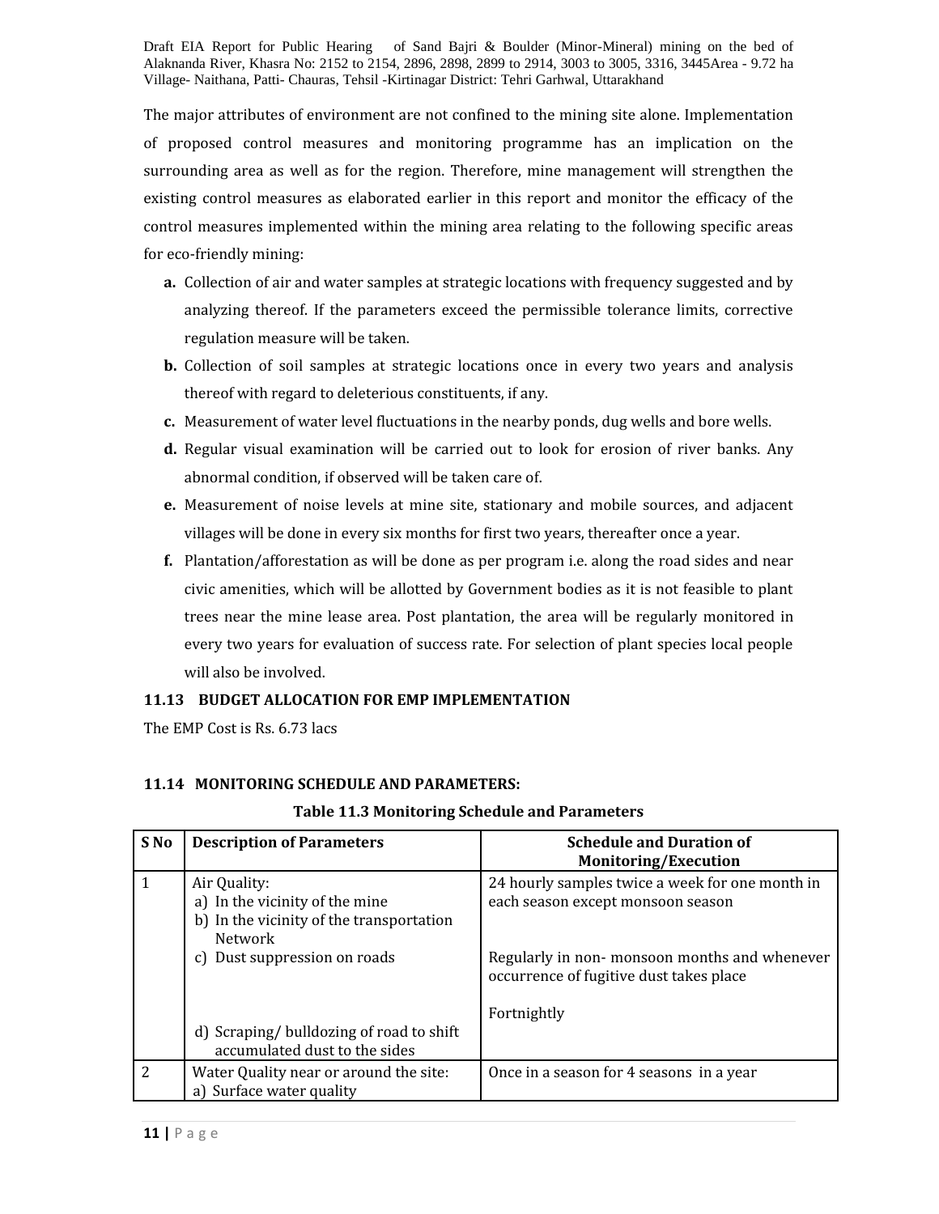The major attributes of environment are not confined to the mining site alone. Implementation of proposed control measures and monitoring programme has an implication on the surrounding area as well as for the region. Therefore, mine management will strengthen the existing control measures as elaborated earlier in this report and monitor the efficacy of the control measures implemented within the mining area relating to the following specific areas for eco-friendly mining:

- **a.** Collection of air and water samples at strategic locations with frequency suggested and by analyzing thereof. If the parameters exceed the permissible tolerance limits, corrective regulation measure will be taken.
- **b.** Collection of soil samples at strategic locations once in every two years and analysis thereof with regard to deleterious constituents, if any.
- **c.** Measurement of water level fluctuations in the nearby ponds, dug wells and bore wells.
- **d.** Regular visual examination will be carried out to look for erosion of river banks. Any abnormal condition, if observed will be taken care of.
- **e.** Measurement of noise levels at mine site, stationary and mobile sources, and adjacent villages will be done in every six months for first two years, thereafter once a year.
- **f.** Plantation/afforestation as will be done as per program i.e. along the road sides and near civic amenities, which will be allotted by Government bodies as it is not feasible to plant trees near the mine lease area. Post plantation, the area will be regularly monitored in every two years for evaluation of success rate. For selection of plant species local people will also be involved.

### 11.13 BUDGET ALLOCATION FOR EMP IMPLEMENTATION

The EMP Cost is Rs. 6.73 lacs

### 11.14 MONITORING SCHEDULE AND PARAMETERS:

**Table 11.3 Monitoring Schedule and Parameters**

| S No | Description of Parameters | Schedule and Duration of Monitoring/Execution |
|---|---|---|
| 1 | Air Quality:<br>a) In the vicinity of the mine<br>b) In the vicinity of the transportation Network | 24 hourly samples twice a week for one month in each season except monsoon season |
| | c) Dust suppression on roads | Regularly in non- monsoon months and whenever occurrence of fugitive dust takes place |
| | d) Scraping/ bulldozing of road to shift accumulated dust to the sides | Fortnightly |
| 2 | Water Quality near or around the site:<br>a) Surface water quality | Once in a season for 4 seasons in a year |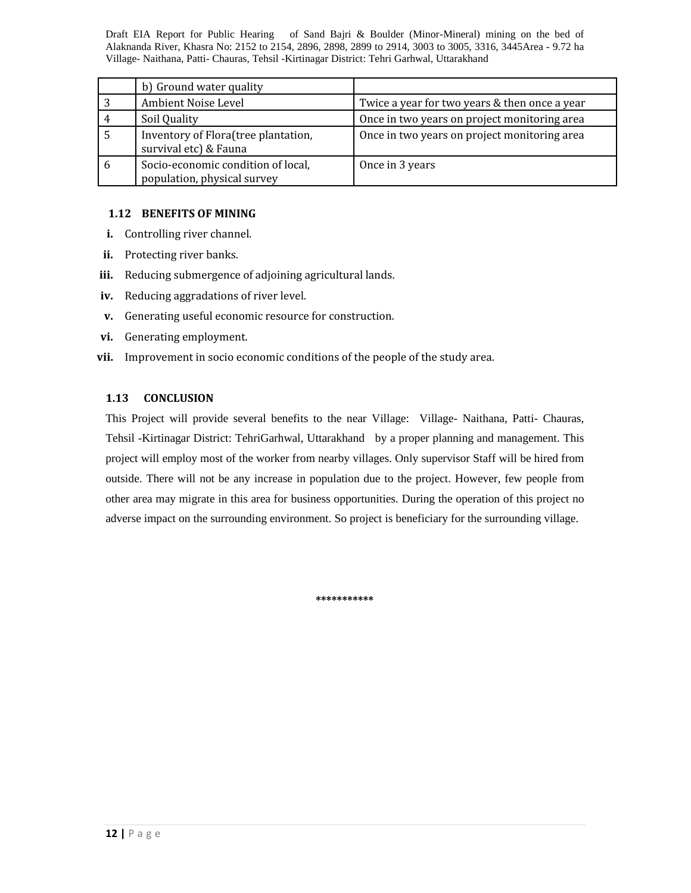| | | |
|---|---|---|
| | b) Ground water quality | |
| 3 | Ambient Noise Level | Twice a year for two years & then once a year |
| 4 | Soil Quality | Once in two years on project monitoring area |
| 5 | Inventory of Flora(tree plantation, survival etc) & Fauna | Once in two years on project monitoring area |
| 6 | Socio-economic condition of local, population, physical survey | Once in 3 years |

## 1.12 BENEFITS OF MINING

- **i.** Controlling river channel.
- **ii.** Protecting river banks.
- **iii.** Reducing submergence of adjoining agricultural lands.
- **iv.** Reducing aggradations of river level.
- **v.** Generating useful economic resource for construction.
- **vi.** Generating employment.
- **vii.** Improvement in socio economic conditions of the people of the study area.

## 1.13 CONCLUSION

This Project will provide several benefits to the near Village: Village- Naithana, Patti- Chauras, Tehsil -Kirtinagar District: TehriGarhwal, Uttarakhand by a proper planning and management. This project will employ most of the worker from nearby villages. Only supervisor Staff will be hired from outside. There will not be any increase in population due to the project. However, few people from other area may migrate in this area for business opportunities. During the operation of this project no adverse impact on the surrounding environment. So project is beneficiary for the surrounding village.

***********